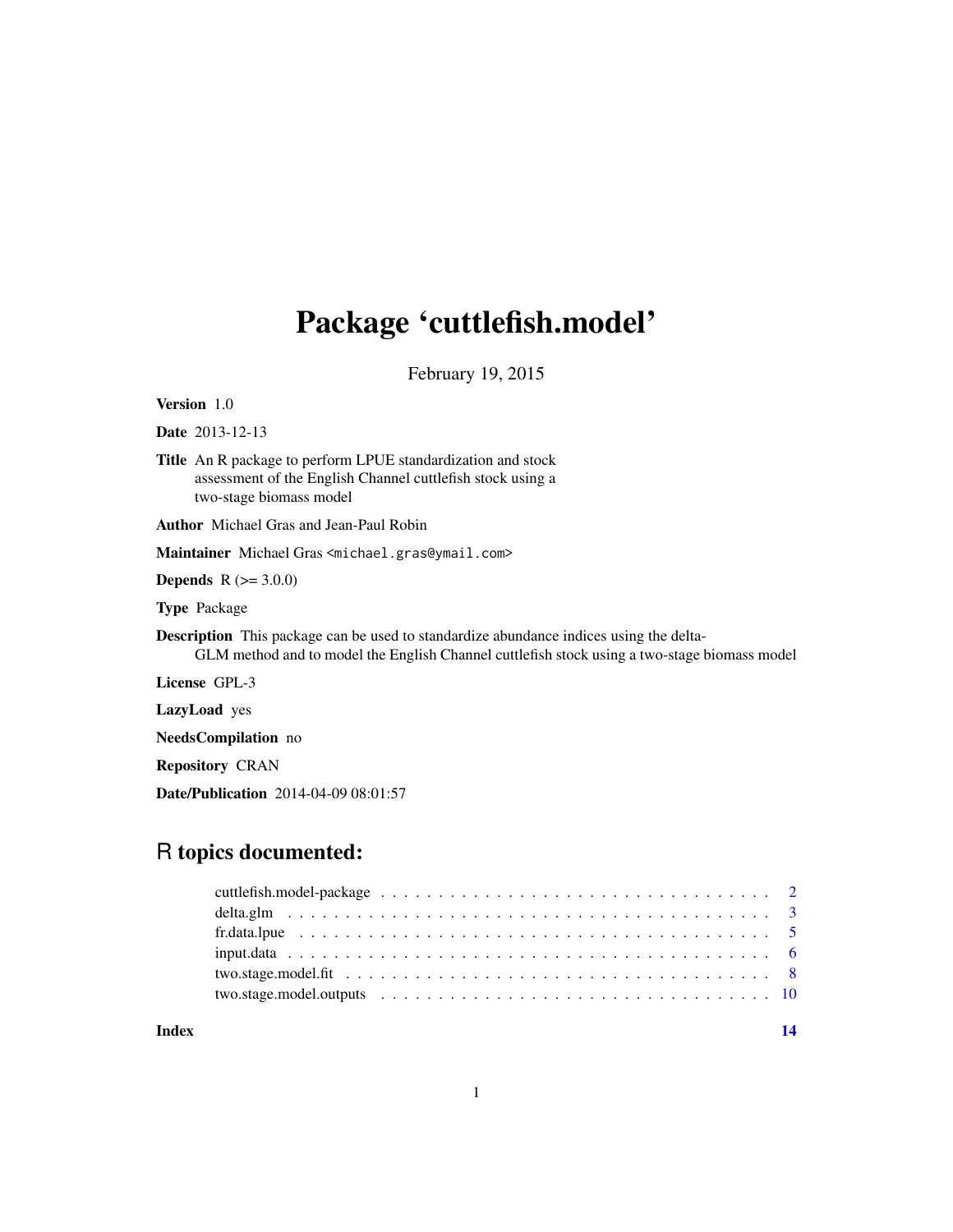# Package 'cuttlefish.model'

February 19, 2015

**Version** 1.0

**Date** 2013-12-13

**Title** An R package to perform LPUE standardization and stock assessment of the English Channel cuttlefish stock using a two-stage biomass model

**Author** Michael Gras and Jean-Paul Robin

**Maintainer** Michael Gras <michael.gras@ymail.com>

**Depends** R (>= 3.0.0)

**Type** Package

**Description** This package can be used to standardize abundance indices using the delta-GLM method and to model the English Channel cuttlefish stock using a two-stage biomass model

**License** GPL-3

**LazyLoad** yes

**NeedsCompilation** no

**Repository** CRAN

**Date/Publication** 2014-04-09 08:01:57

## R topics documented:

| | |
|---|---|
| cuttlefish.model-package | 2 |
| delta.glm | 3 |
| fr.data.lpue | 5 |
| input.data | 6 |
| two.stage.model.fit | 8 |
| two.stage.model.outputs | 10 |
| **Index** | **14** |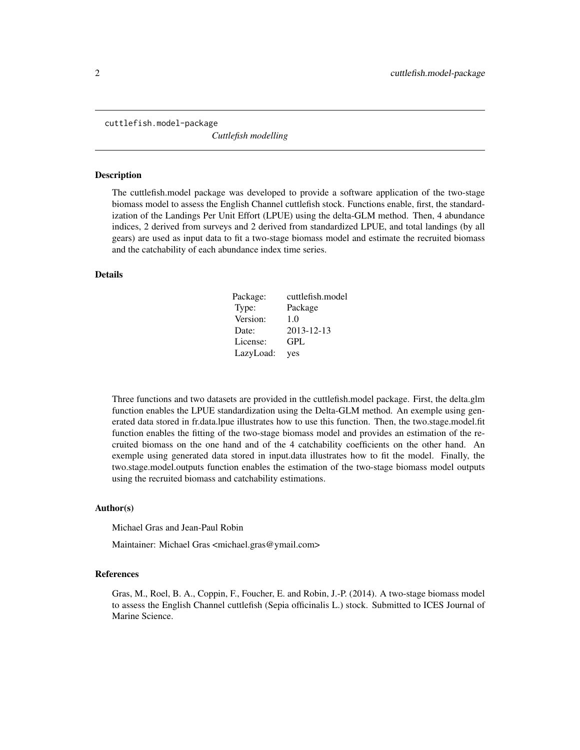cuttlefish.model-package

*Cuttlefish modelling*

## Description

The cuttlefish.model package was developed to provide a software application of the two-stage biomass model to assess the English Channel cuttlefish stock. Functions enable, first, the standardization of the Landings Per Unit Effort (LPUE) using the delta-GLM method. Then, 4 abundance indices, 2 derived from surveys and 2 derived from standardized LPUE, and total landings (by all gears) are used as input data to fit a two-stage biomass model and estimate the recruited biomass and the catchability of each abundance index time series.

## Details

| | |
|---|---|
| Package: | cuttlefish.model |
| Type: | Package |
| Version: | 1.0 |
| Date: | 2013-12-13 |
| License: | GPL |
| LazyLoad: | yes |

Three functions and two datasets are provided in the cuttlefish.model package. First, the delta.glm function enables the LPUE standardization using the Delta-GLM method. An exemple using generated data stored in fr.data.lpue illustrates how to use this function. Then, the two.stage.model.fit function enables the fitting of the two-stage biomass model and provides an estimation of the recruited biomass on the one hand and of the 4 catchability coefficients on the other hand. An exemple using generated data stored in input.data illustrates how to fit the model. Finally, the two.stage.model.outputs function enables the estimation of the two-stage biomass model outputs using the recruited biomass and catchability estimations.

## Author(s)

Michael Gras and Jean-Paul Robin

Maintainer: Michael Gras <michael.gras@ymail.com>

## References

Gras, M., Roel, B. A., Coppin, F., Foucher, E. and Robin, J.-P. (2014). A two-stage biomass model to assess the English Channel cuttlefish (Sepia officinalis L.) stock. Submitted to ICES Journal of Marine Science.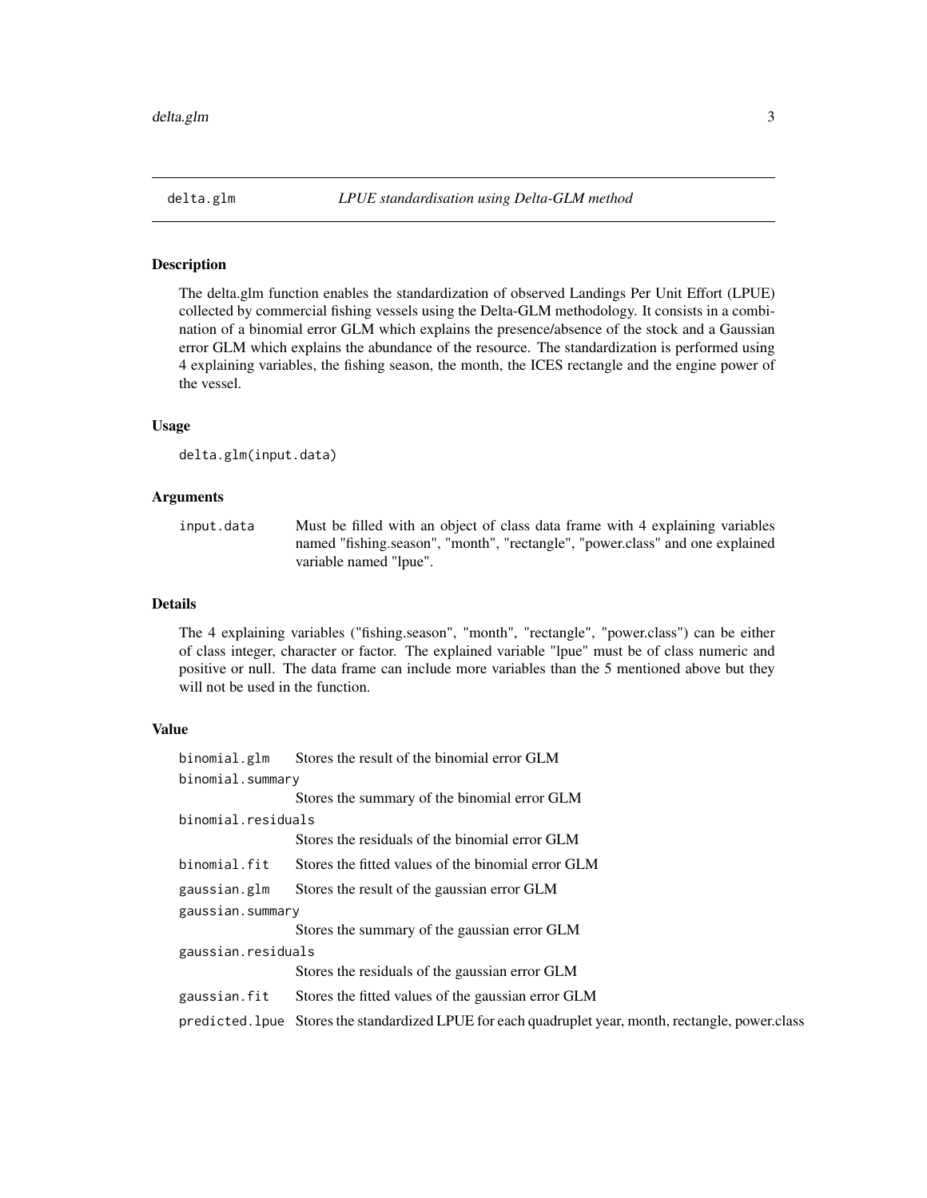# delta.glm *LPUE standardisation using Delta-GLM method*

## Description

The delta.glm function enables the standardization of observed Landings Per Unit Effort (LPUE) collected by commercial fishing vessels using the Delta-GLM methodology. It consists in a combination of a binomial error GLM which explains the presence/absence of the stock and a Gaussian error GLM which explains the abundance of the resource. The standardization is performed using 4 explaining variables, the fishing season, the month, the ICES rectangle and the engine power of the vessel.

## Usage

```
delta.glm(input.data)
```

## Arguments

| | |
|---|---|
| `input.data` | Must be filled with an object of class data frame with 4 explaining variables named "fishing.season", "month", "rectangle", "power.class" and one explained variable named "lpue". |

## Details

The 4 explaining variables ("fishing.season", "month", "rectangle", "power.class") can be either of class integer, character or factor. The explained variable "lpue" must be of class numeric and positive or null. The data frame can include more variables than the 5 mentioned above but they will not be used in the function.

## Value

| | |
|---|---|
| `binomial.glm` | Stores the result of the binomial error GLM |
| `binomial.summary` | Stores the summary of the binomial error GLM |
| `binomial.residuals` | Stores the residuals of the binomial error GLM |
| `binomial.fit` | Stores the fitted values of the binomial error GLM |
| `gaussian.glm` | Stores the result of the gaussian error GLM |
| `gaussian.summary` | Stores the summary of the gaussian error GLM |
| `gaussian.residuals` | Stores the residuals of the gaussian error GLM |
| `gaussian.fit` | Stores the fitted values of the gaussian error GLM |
| `predicted.lpue` | Stores the standardized LPUE for each quadruplet year, month, rectangle, power.class |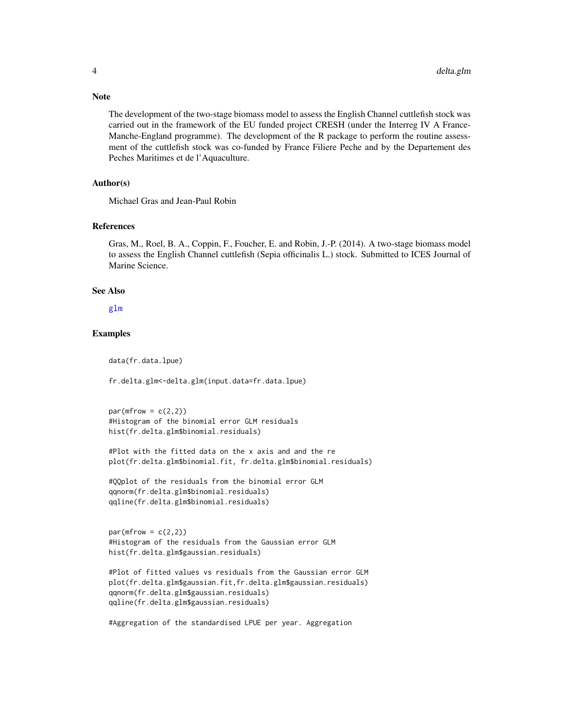## Note

The development of the two-stage biomass model to assess the English Channel cuttlefish stock was carried out in the framework of the EU funded project CRESH (under the Interreg IV A France-Manche-England programme). The development of the R package to perform the routine assessment of the cuttlefish stock was co-funded by France Filiere Peche and by the Departement des Peches Maritimes et de l'Aquaculture.

## Author(s)

Michael Gras and Jean-Paul Robin

## References

Gras, M., Roel, B. A., Coppin, F., Foucher, E. and Robin, J.-P. (2014). A two-stage biomass model to assess the English Channel cuttlefish (Sepia officinalis L.) stock. Submitted to ICES Journal of Marine Science.

## See Also

glm

## Examples

```
data(fr.data.lpue)

fr.delta.glm<-delta.glm(input.data=fr.data.lpue)


par(mfrow = c(2,2))
#Histogram of the binomial error GLM residuals
hist(fr.delta.glm$binomial.residuals)

#Plot with the fitted data on the x axis and and the re
plot(fr.delta.glm$binomial.fit, fr.delta.glm$binomial.residuals)

#QQplot of the residuals from the binomial error GLM
qqnorm(fr.delta.glm$binomial.residuals)
qqline(fr.delta.glm$binomial.residuals)


par(mfrow = c(2,2))
#Histogram of the residuals from the Gaussian error GLM
hist(fr.delta.glm$gaussian.residuals)

#Plot of fitted values vs residuals from the Gaussian error GLM
plot(fr.delta.glm$gaussian.fit,fr.delta.glm$gaussian.residuals)
qqnorm(fr.delta.glm$gaussian.residuals)
qqline(fr.delta.glm$gaussian.residuals)

#Aggregation of the standardised LPUE per year. Aggregation
```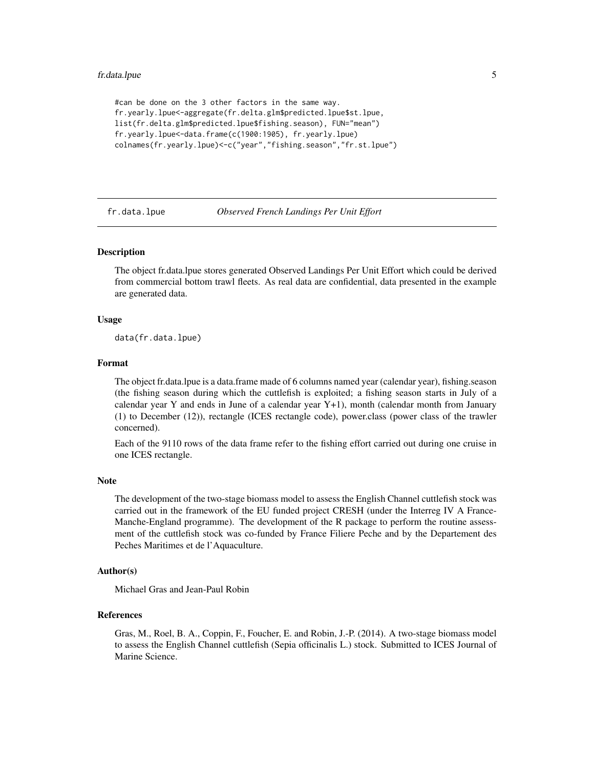```
#can be done on the 3 other factors in the same way.
fr.yearly.lpue<-aggregate(fr.delta.glm$predicted.lpue$st.lpue,
list(fr.delta.glm$predicted.lpue$fishing.season), FUN="mean")
fr.yearly.lpue<-data.frame(c(1900:1905), fr.yearly.lpue)
colnames(fr.yearly.lpue)<-c("year","fishing.season","fr.st.lpue")
```

---

## fr.data.lpue — *Observed French Landings Per Unit Effort*

---

### Description

The object fr.data.lpue stores generated Observed Landings Per Unit Effort which could be derived from commercial bottom trawl fleets. As real data are confidential, data presented in the example are generated data.

### Usage

```
data(fr.data.lpue)
```

### Format

The object fr.data.lpue is a data.frame made of 6 columns named year (calendar year), fishing.season (the fishing season during which the cuttlefish is exploited; a fishing season starts in July of a calendar year Y and ends in June of a calendar year Y+1), month (calendar month from January (1) to December (12)), rectangle (ICES rectangle code), power.class (power class of the trawler concerned).

Each of the 9110 rows of the data frame refer to the fishing effort carried out during one cruise in one ICES rectangle.

### Note

The development of the two-stage biomass model to assess the English Channel cuttlefish stock was carried out in the framework of the EU funded project CRESH (under the Interreg IV A France-Manche-England programme). The development of the R package to perform the routine assessment of the cuttlefish stock was co-funded by France Filiere Peche and by the Departement des Peches Maritimes et de l'Aquaculture.

### Author(s)

Michael Gras and Jean-Paul Robin

### References

Gras, M., Roel, B. A., Coppin, F., Foucher, E. and Robin, J.-P. (2014). A two-stage biomass model to assess the English Channel cuttlefish (Sepia officinalis L.) stock. Submitted to ICES Journal of Marine Science.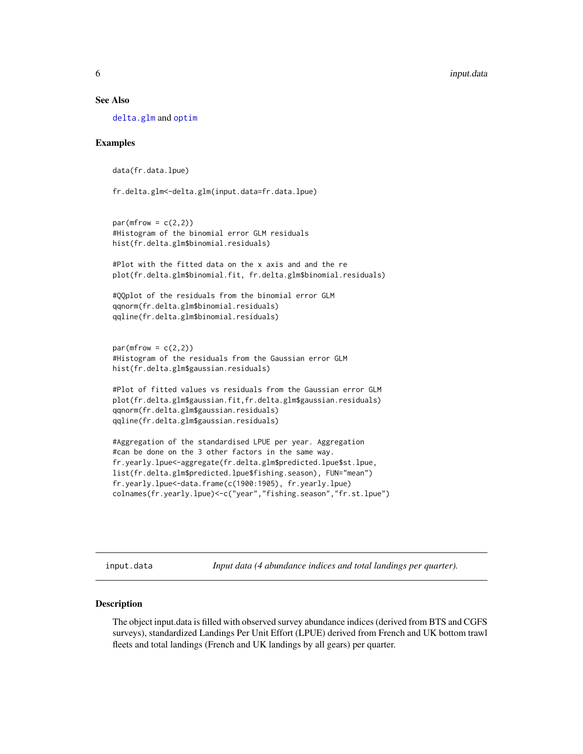### See Also

delta.glm and optim

### Examples

```
data(fr.data.lpue)

fr.delta.glm<-delta.glm(input.data=fr.data.lpue)


par(mfrow = c(2,2))
#Histogram of the binomial error GLM residuals
hist(fr.delta.glm$binomial.residuals)

#Plot with the fitted data on the x axis and and the re
plot(fr.delta.glm$binomial.fit, fr.delta.glm$binomial.residuals)

#QQplot of the residuals from the binomial error GLM
qqnorm(fr.delta.glm$binomial.residuals)
qqline(fr.delta.glm$binomial.residuals)


par(mfrow = c(2,2))
#Histogram of the residuals from the Gaussian error GLM
hist(fr.delta.glm$gaussian.residuals)

#Plot of fitted values vs residuals from the Gaussian error GLM
plot(fr.delta.glm$gaussian.fit,fr.delta.glm$gaussian.residuals)
qqnorm(fr.delta.glm$gaussian.residuals)
qqline(fr.delta.glm$gaussian.residuals)

#Aggregation of the standardised LPUE per year. Aggregation
#can be done on the 3 other factors in the same way.
fr.yearly.lpue<-aggregate(fr.delta.glm$predicted.lpue$st.lpue,
list(fr.delta.glm$predicted.lpue$fishing.season), FUN="mean")
fr.yearly.lpue<-data.frame(c(1900:1905), fr.yearly.lpue)
colnames(fr.yearly.lpue)<-c("year","fishing.season","fr.st.lpue")
```

---

## input.data — *Input data (4 abundance indices and total landings per quarter).*

### Description

The object input.data is filled with observed survey abundance indices (derived from BTS and CGFS surveys), standardized Landings Per Unit Effort (LPUE) derived from French and UK bottom trawl fleets and total landings (French and UK landings by all gears) per quarter.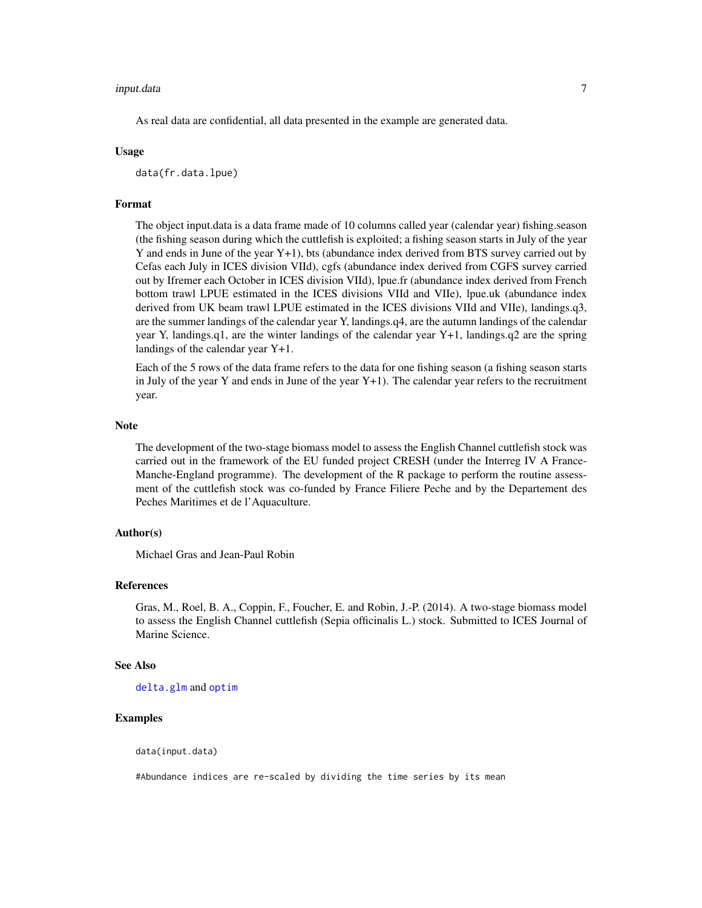As real data are confidential, all data presented in the example are generated data.

### Usage

```
data(fr.data.lpue)
```

### Format

The object input.data is a data frame made of 10 columns called year (calendar year) fishing.season (the fishing season during which the cuttlefish is exploited; a fishing season starts in July of the year Y and ends in June of the year Y+1), bts (abundance index derived from BTS survey carried out by Cefas each July in ICES division VIId), cgfs (abundance index derived from CGFS survey carried out by Ifremer each October in ICES division VIId), lpue.fr (abundance index derived from French bottom trawl LPUE estimated in the ICES divisions VIId and VIIe), lpue.uk (abundance index derived from UK beam trawl LPUE estimated in the ICES divisions VIId and VIIe), landings.q3, are the summer landings of the calendar year Y, landings.q4, are the autumn landings of the calendar year Y, landings.q1, are the winter landings of the calendar year Y+1, landings.q2 are the spring landings of the calendar year Y+1.

Each of the 5 rows of the data frame refers to the data for one fishing season (a fishing season starts in July of the year Y and ends in June of the year Y+1). The calendar year refers to the recruitment year.

### Note

The development of the two-stage biomass model to assess the English Channel cuttlefish stock was carried out in the framework of the EU funded project CRESH (under the Interreg IV A France-Manche-England programme). The development of the R package to perform the routine assessment of the cuttlefish stock was co-funded by France Filiere Peche and by the Departement des Peches Maritimes et de l'Aquaculture.

### Author(s)

Michael Gras and Jean-Paul Robin

### References

Gras, M., Roel, B. A., Coppin, F., Foucher, E. and Robin, J.-P. (2014). A two-stage biomass model to assess the English Channel cuttlefish (Sepia officinalis L.) stock. Submitted to ICES Journal of Marine Science.

### See Also

delta.glm and optim

### Examples

```
data(input.data)

#Abundance indices are re-scaled by dividing the time series by its mean
```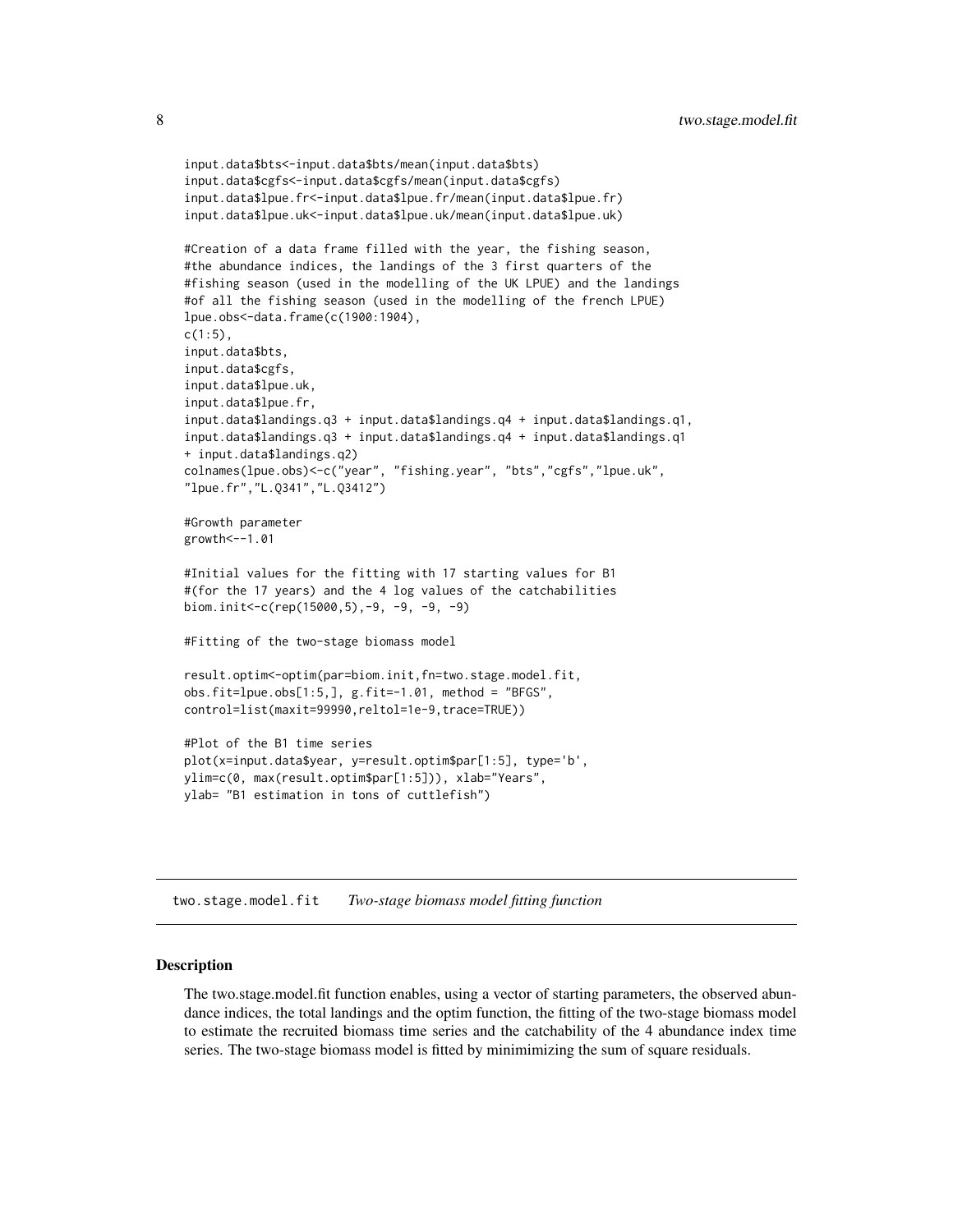```
input.data$bts<-input.data$bts/mean(input.data$bts)
input.data$cgfs<-input.data$cgfs/mean(input.data$cgfs)
input.data$lpue.fr<-input.data$lpue.fr/mean(input.data$lpue.fr)
input.data$lpue.uk<-input.data$lpue.uk/mean(input.data$lpue.uk)

#Creation of a data frame filled with the year, the fishing season,
#the abundance indices, the landings of the 3 first quarters of the
#fishing season (used in the modelling of the UK LPUE) and the landings
#of all the fishing season (used in the modelling of the french LPUE)
lpue.obs<-data.frame(c(1900:1904),
c(1:5),
input.data$bts,
input.data$cgfs,
input.data$lpue.uk,
input.data$lpue.fr,
input.data$landings.q3 + input.data$landings.q4 + input.data$landings.q1,
input.data$landings.q3 + input.data$landings.q4 + input.data$landings.q1
+ input.data$landings.q2)
colnames(lpue.obs)<-c("year", "fishing.year", "bts","cgfs","lpue.uk",
"lpue.fr","L.Q341","L.Q3412")

#Growth parameter
growth<--1.01

#Initial values for the fitting with 17 starting values for B1
#(for the 17 years) and the 4 log values of the catchabilities
biom.init<-c(rep(15000,5),-9, -9, -9, -9)

#Fitting of the two-stage biomass model

result.optim<-optim(par=biom.init,fn=two.stage.model.fit,
obs.fit=lpue.obs[1:5,], g.fit=-1.01, method = "BFGS",
control=list(maxit=99990,reltol=1e-9,trace=TRUE))

#Plot of the B1 time series
plot(x=input.data$year, y=result.optim$par[1:5], type='b',
ylim=c(0, max(result.optim$par[1:5])), xlab="Years",
ylab= "B1 estimation in tons of cuttlefish")
```

---

## two.stage.model.fit *Two-stage biomass model fitting function*

### Description

The two.stage.model.fit function enables, using a vector of starting parameters, the observed abundance indices, the total landings and the optim function, the fitting of the two-stage biomass model to estimate the recruited biomass time series and the catchability of the 4 abundance index time series. The two-stage biomass model is fitted by minimimizing the sum of square residuals.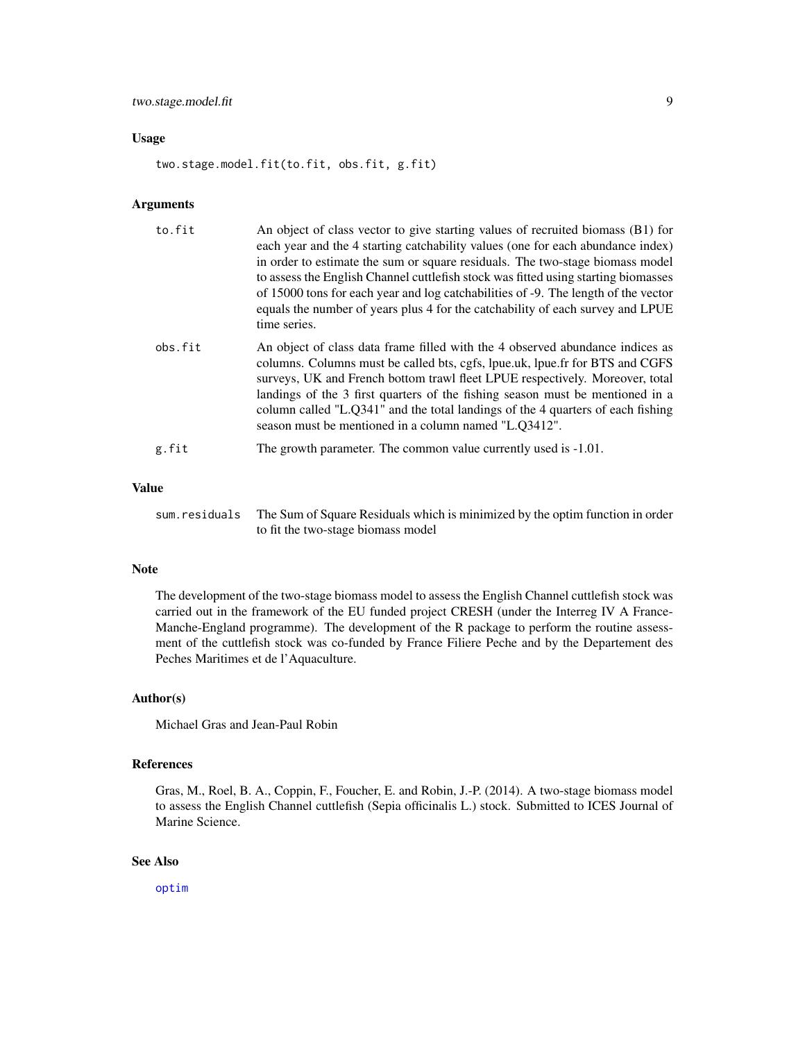### Usage

```
two.stage.model.fit(to.fit, obs.fit, g.fit)
```

### Arguments

| | |
|---|---|
| to.fit | An object of class vector to give starting values of recruited biomass (B1) for each year and the 4 starting catchability values (one for each abundance index) in order to estimate the sum or square residuals. The two-stage biomass model to assess the English Channel cuttlefish stock was fitted using starting biomasses of 15000 tons for each year and log catchabilities of -9. The length of the vector equals the number of years plus 4 for the catchability of each survey and LPUE time series. |
| obs.fit | An object of class data frame filled with the 4 observed abundance indices as columns. Columns must be called bts, cgfs, lpue.uk, lpue.fr for BTS and CGFS surveys, UK and French bottom trawl fleet LPUE respectively. Moreover, total landings of the 3 first quarters of the fishing season must be mentioned in a column called "L.Q341" and the total landings of the 4 quarters of each fishing season must be mentioned in a column named "L.Q3412". |
| g.fit | The growth parameter. The common value currently used is -1.01. |

### Value

| | |
|---|---|
| sum.residuals | The Sum of Square Residuals which is minimized by the optim function in order to fit the two-stage biomass model |

### Note

The development of the two-stage biomass model to assess the English Channel cuttlefish stock was carried out in the framework of the EU funded project CRESH (under the Interreg IV A France-Manche-England programme). The development of the R package to perform the routine assessment of the cuttlefish stock was co-funded by France Filiere Peche and by the Departement des Peches Maritimes et de l'Aquaculture.

### Author(s)

Michael Gras and Jean-Paul Robin

### References

Gras, M., Roel, B. A., Coppin, F., Foucher, E. and Robin, J.-P. (2014). A two-stage biomass model to assess the English Channel cuttlefish (Sepia officinalis L.) stock. Submitted to ICES Journal of Marine Science.

### See Also

optim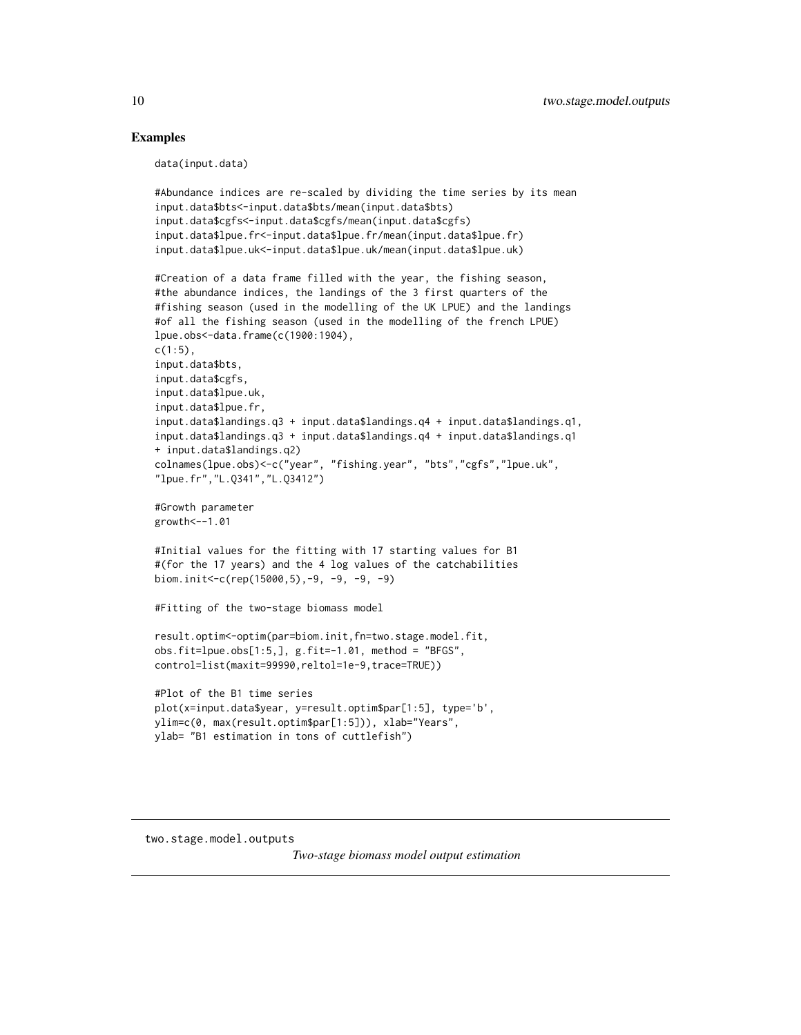## Examples

```
data(input.data)

#Abundance indices are re-scaled by dividing the time series by its mean
input.data$bts<-input.data$bts/mean(input.data$bts)
input.data$cgfs<-input.data$cgfs/mean(input.data$cgfs)
input.data$lpue.fr<-input.data$lpue.fr/mean(input.data$lpue.fr)
input.data$lpue.uk<-input.data$lpue.uk/mean(input.data$lpue.uk)

#Creation of a data frame filled with the year, the fishing season,
#the abundance indices, the landings of the 3 first quarters of the
#fishing season (used in the modelling of the UK LPUE) and the landings
#of all the fishing season (used in the modelling of the french LPUE)
lpue.obs<-data.frame(c(1900:1904),
c(1:5),
input.data$bts,
input.data$cgfs,
input.data$lpue.uk,
input.data$lpue.fr,
input.data$landings.q3 + input.data$landings.q4 + input.data$landings.q1,
input.data$landings.q3 + input.data$landings.q4 + input.data$landings.q1
+ input.data$landings.q2)
colnames(lpue.obs)<-c("year", "fishing.year", "bts","cgfs","lpue.uk",
"lpue.fr","L.Q341","L.Q3412")

#Growth parameter
growth<--1.01

#Initial values for the fitting with 17 starting values for B1
#(for the 17 years) and the 4 log values of the catchabilities
biom.init<-c(rep(15000,5),-9, -9, -9, -9)

#Fitting of the two-stage biomass model

result.optim<-optim(par=biom.init,fn=two.stage.model.fit,
obs.fit=lpue.obs[1:5,], g.fit=-1.01, method = "BFGS",
control=list(maxit=99990,reltol=1e-9,trace=TRUE))

#Plot of the B1 time series
plot(x=input.data$year, y=result.optim$par[1:5], type='b',
ylim=c(0, max(result.optim$par[1:5])), xlab="Years",
ylab= "B1 estimation in tons of cuttlefish")
```

---

two.stage.model.outputs &emsp; *Two-stage biomass model output estimation*

---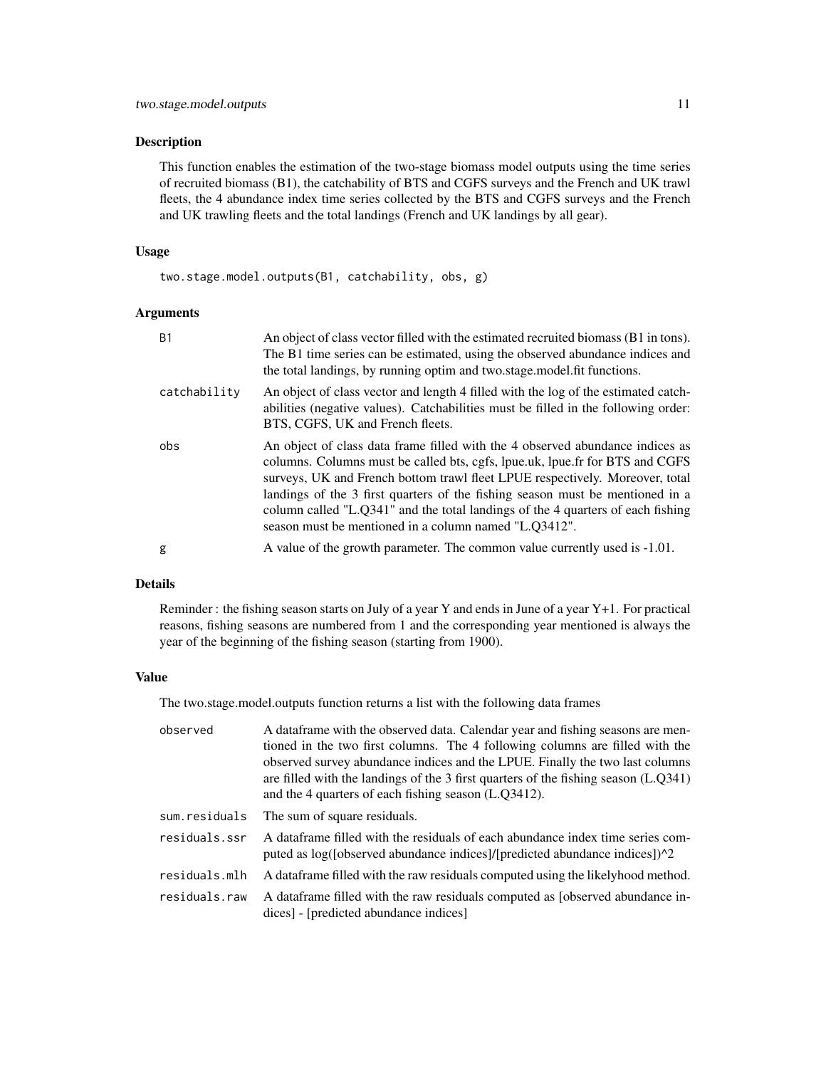## Description

This function enables the estimation of the two-stage biomass model outputs using the time series of recruited biomass (B1), the catchability of BTS and CGFS surveys and the French and UK trawl fleets, the 4 abundance index time series collected by the BTS and CGFS surveys and the French and UK trawling fleets and the total landings (French and UK landings by all gear).

## Usage

```
two.stage.model.outputs(B1, catchability, obs, g)
```

## Arguments

| | |
|---|---|
| B1 | An object of class vector filled with the estimated recruited biomass (B1 in tons). The B1 time series can be estimated, using the observed abundance indices and the total landings, by running optim and two.stage.model.fit functions. |
| catchability | An object of class vector and length 4 filled with the log of the estimated catchabilities (negative values). Catchabilities must be filled in the following order: BTS, CGFS, UK and French fleets. |
| obs | An object of class data frame filled with the 4 observed abundance indices as columns. Columns must be called bts, cgfs, lpue.uk, lpue.fr for BTS and CGFS surveys, UK and French bottom trawl fleet LPUE respectively. Moreover, total landings of the 3 first quarters of the fishing season must be mentioned in a column called "L.Q341" and the total landings of the 4 quarters of each fishing season must be mentioned in a column named "L.Q3412". |
| g | A value of the growth parameter. The common value currently used is -1.01. |

## Details

Reminder : the fishing season starts on July of a year Y and ends in June of a year Y+1. For practical reasons, fishing seasons are numbered from 1 and the corresponding year mentioned is always the year of the beginning of the fishing season (starting from 1900).

## Value

The two.stage.model.outputs function returns a list with the following data frames

| | |
|---|---|
| observed | A dataframe with the observed data. Calendar year and fishing seasons are mentioned in the two first columns. The 4 following columns are filled with the observed survey abundance indices and the LPUE. Finally the two last columns are filled with the landings of the 3 first quarters of the fishing season (L.Q341) and the 4 quarters of each fishing season (L.Q3412). |
| sum.residuals | The sum of square residuals. |
| residuals.ssr | A dataframe filled with the residuals of each abundance index time series computed as log([observed abundance indices]/[predicted abundance indices])^2 |
| residuals.mlh | A dataframe filled with the raw residuals computed using the likelyhood method. |
| residuals.raw | A dataframe filled with the raw residuals computed as [observed abundance indices] - [predicted abundance indices] |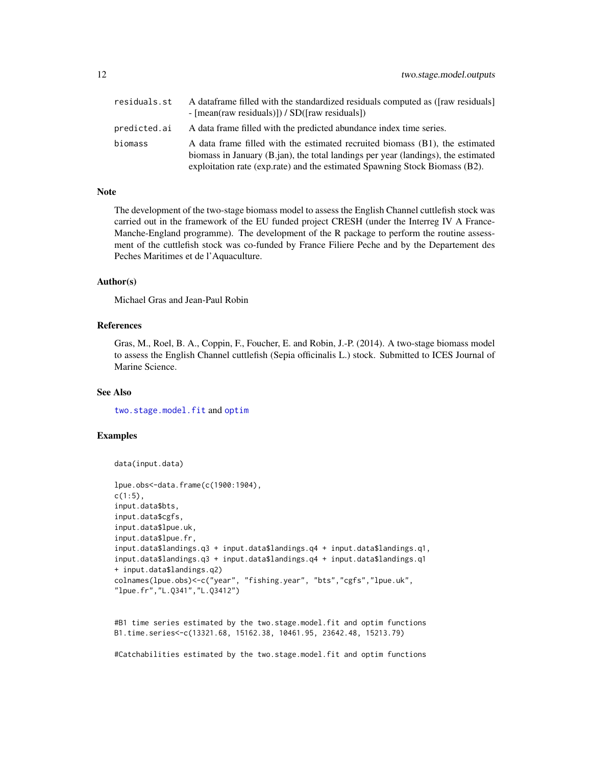| | |
|---|---|
| residuals.st | A dataframe filled with the standardized residuals computed as ([raw residuals] - [mean(raw residuals)]) / SD([raw residuals]) |
| predicted.ai | A data frame filled with the predicted abundance index time series. |
| biomass | A data frame filled with the estimated recruited biomass (B1), the estimated biomass in January (B.jan), the total landings per year (landings), the estimated exploitation rate (exp.rate) and the estimated Spawning Stock Biomass (B2). |

## Note

The development of the two-stage biomass model to assess the English Channel cuttlefish stock was carried out in the framework of the EU funded project CRESH (under the Interreg IV A France-Manche-England programme). The development of the R package to perform the routine assessment of the cuttlefish stock was co-funded by France Filiere Peche and by the Departement des Peches Maritimes et de l'Aquaculture.

## Author(s)

Michael Gras and Jean-Paul Robin

## References

Gras, M., Roel, B. A., Coppin, F., Foucher, E. and Robin, J.-P. (2014). A two-stage biomass model to assess the English Channel cuttlefish (Sepia officinalis L.) stock. Submitted to ICES Journal of Marine Science.

## See Also

two.stage.model.fit and optim

## Examples

```
data(input.data)

lpue.obs<-data.frame(c(1900:1904),
c(1:5),
input.data$bts,
input.data$cgfs,
input.data$lpue.uk,
input.data$lpue.fr,
input.data$landings.q3 + input.data$landings.q4 + input.data$landings.q1,
input.data$landings.q3 + input.data$landings.q4 + input.data$landings.q1
+ input.data$landings.q2)
colnames(lpue.obs)<-c("year", "fishing.year", "bts","cgfs","lpue.uk",
"lpue.fr","L.Q341","L.Q3412")


#B1 time series estimated by the two.stage.model.fit and optim functions
B1.time.series<-c(13321.68, 15162.38, 10461.95, 23642.48, 15213.79)

#Catchabilities estimated by the two.stage.model.fit and optim functions
```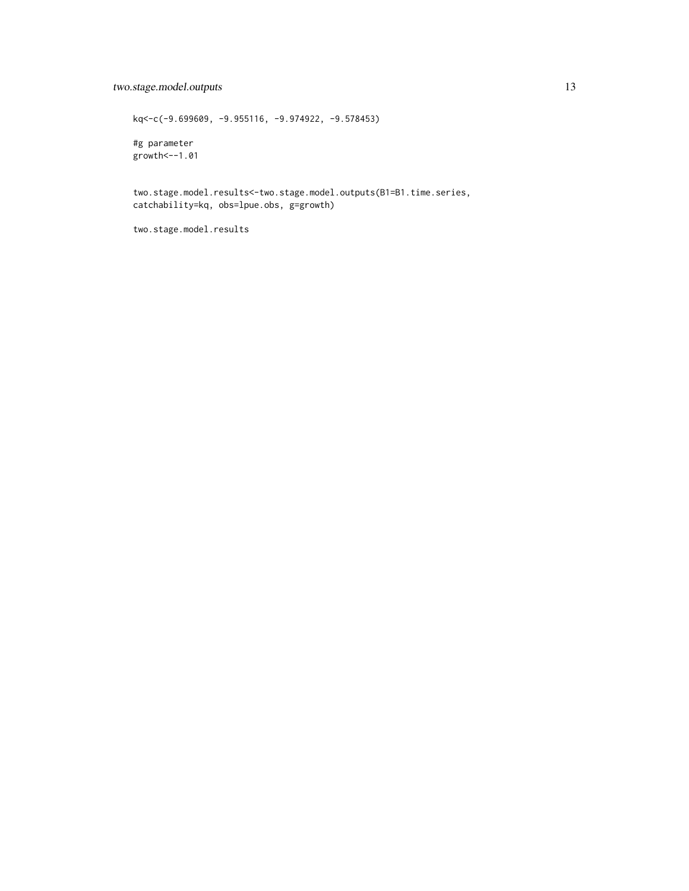```
kq<-c(-9.699609, -9.955116, -9.974922, -9.578453)

#g parameter
growth<--1.01


two.stage.model.results<-two.stage.model.outputs(B1=B1.time.series,
catchability=kq, obs=lpue.obs, g=growth)

two.stage.model.results
```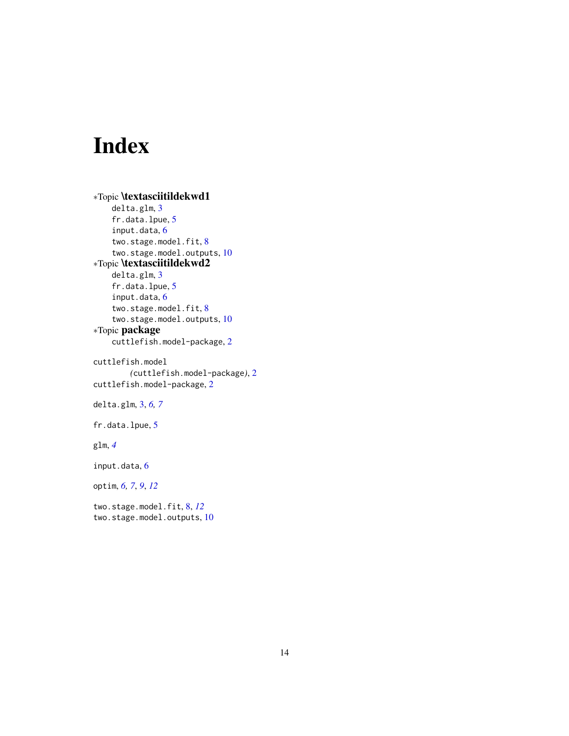# Index

*Topic **\textasciitildekwd1**
  delta.glm, 3
  fr.data.lpue, 5
  input.data, 6
  two.stage.model.fit, 8
  two.stage.model.outputs, 10

*Topic **\textasciitildekwd2**
  delta.glm, 3
  fr.data.lpue, 5
  input.data, 6
  two.stage.model.fit, 8
  two.stage.model.outputs, 10

*Topic **package**
  cuttlefish.model-package, 2

cuttlefish.model
  *(*cuttlefish.model-package*)*, 2
cuttlefish.model-package, 2

delta.glm, 3, *6, 7*

fr.data.lpue, 5

glm, *4*

input.data, 6

optim, *6, 7*, *9*, *12*

two.stage.model.fit, 8, *12*
two.stage.model.outputs, 10